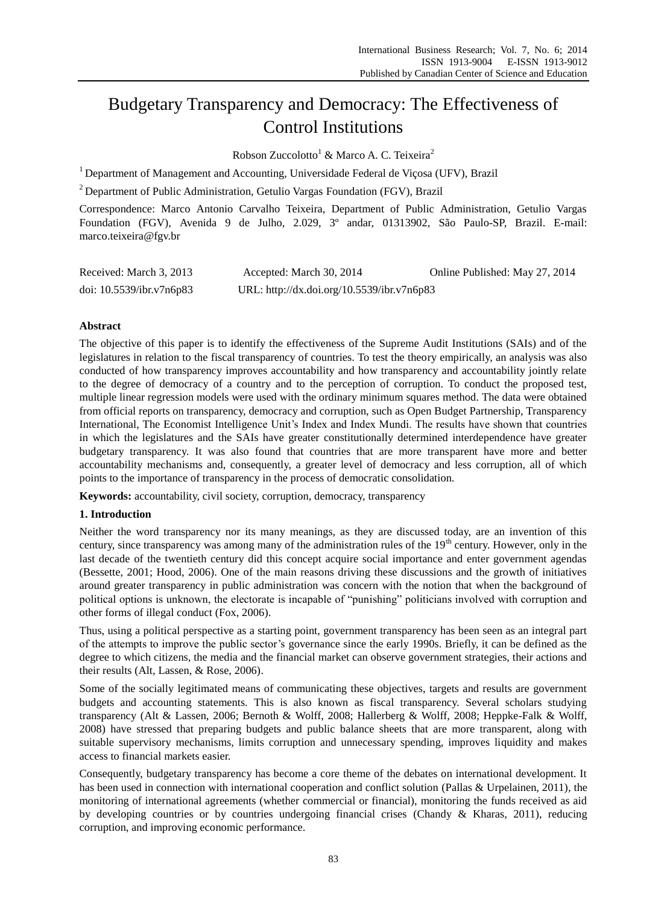# Budgetary Transparency and Democracy: The Effectiveness of Control Institutions

Robson Zuccolotto[1] & Marco A. C. Teixeira[2]

[1] Department of Management and Accounting, Universidade Federal de Viçosa (UFV), Brazil

[2] Department of Public Administration, Getulio Vargas Foundation (FGV), Brazil

Correspondence: Marco Antonio Carvalho Teixeira, Department of Public Administration, Getulio Vargas Foundation (FGV), Avenida 9 de Julho, 2.029, 3º andar, 01313902, São Paulo-SP, Brazil. E-mail: marco.teixeira@fgv.br

Received: March 3, 2013 Accepted: March 30, 2014 Online Published: May 27, 2014

doi: 10.5539/ibr.v7n6p83 URL: http://dx.doi.org/10.5539/ibr.v7n6p83

## Abstract

The objective of this paper is to identify the effectiveness of the Supreme Audit Institutions (SAIs) and of the legislatures in relation to the fiscal transparency of countries. To test the theory empirically, an analysis was also conducted of how transparency improves accountability and how transparency and accountability jointly relate to the degree of democracy of a country and to the perception of corruption. To conduct the proposed test, multiple linear regression models were used with the ordinary minimum squares method. The data were obtained from official reports on transparency, democracy and corruption, such as Open Budget Partnership, Transparency International, The Economist Intelligence Unit's Index and Index Mundi. The results have shown that countries in which the legislatures and the SAIs have greater constitutionally determined interdependence have greater budgetary transparency. It was also found that countries that are more transparent have more and better accountability mechanisms and, consequently, a greater level of democracy and less corruption, all of which points to the importance of transparency in the process of democratic consolidation.

**Keywords:** accountability, civil society, corruption, democracy, transparency

## 1. Introduction

Neither the word transparency nor its many meanings, as they are discussed today, are an invention of this century, since transparency was among many of the administration rules of the 19th century. However, only in the last decade of the twentieth century did this concept acquire social importance and enter government agendas (Bessette, 2001; Hood, 2006). One of the main reasons driving these discussions and the growth of initiatives around greater transparency in public administration was concern with the notion that when the background of political options is unknown, the electorate is incapable of "punishing" politicians involved with corruption and other forms of illegal conduct (Fox, 2006).

Thus, using a political perspective as a starting point, government transparency has been seen as an integral part of the attempts to improve the public sector's governance since the early 1990s. Briefly, it can be defined as the degree to which citizens, the media and the financial market can observe government strategies, their actions and their results (Alt, Lassen, & Rose, 2006).

Some of the socially legitimated means of communicating these objectives, targets and results are government budgets and accounting statements. This is also known as fiscal transparency. Several scholars studying transparency (Alt & Lassen, 2006; Bernoth & Wolff, 2008; Hallerberg & Wolff, 2008; Heppke-Falk & Wolff, 2008) have stressed that preparing budgets and public balance sheets that are more transparent, along with suitable supervisory mechanisms, limits corruption and unnecessary spending, improves liquidity and makes access to financial markets easier.

Consequently, budgetary transparency has become a core theme of the debates on international development. It has been used in connection with international cooperation and conflict solution (Pallas & Urpelainen, 2011), the monitoring of international agreements (whether commercial or financial), monitoring the funds received as aid by developing countries or by countries undergoing financial crises (Chandy & Kharas, 2011), reducing corruption, and improving economic performance.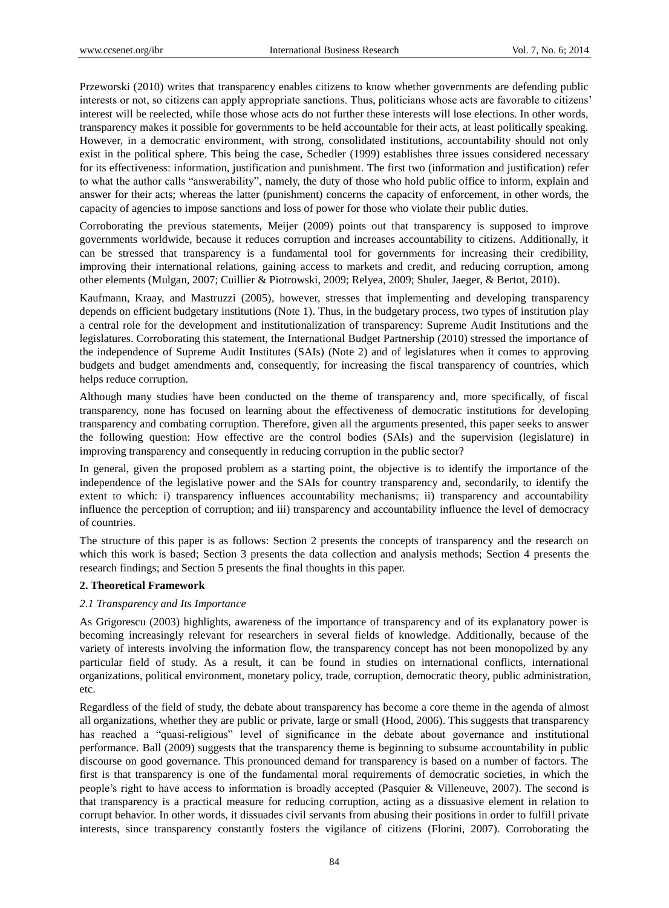Przeworski (2010) writes that transparency enables citizens to know whether governments are defending public interests or not, so citizens can apply appropriate sanctions. Thus, politicians whose acts are favorable to citizens' interest will be reelected, while those whose acts do not further these interests will lose elections. In other words, transparency makes it possible for governments to be held accountable for their acts, at least politically speaking. However, in a democratic environment, with strong, consolidated institutions, accountability should not only exist in the political sphere. This being the case, Schedler (1999) establishes three issues considered necessary for its effectiveness: information, justification and punishment. The first two (information and justification) refer to what the author calls "answerability", namely, the duty of those who hold public office to inform, explain and answer for their acts; whereas the latter (punishment) concerns the capacity of enforcement, in other words, the capacity of agencies to impose sanctions and loss of power for those who violate their public duties.

Corroborating the previous statements, Meijer (2009) points out that transparency is supposed to improve governments worldwide, because it reduces corruption and increases accountability to citizens. Additionally, it can be stressed that transparency is a fundamental tool for governments for increasing their credibility, improving their international relations, gaining access to markets and credit, and reducing corruption, among other elements (Mulgan, 2007; Cuillier & Piotrowski, 2009; Relyea, 2009; Shuler, Jaeger, & Bertot, 2010).

Kaufmann, Kraay, and Mastruzzi (2005), however, stresses that implementing and developing transparency depends on efficient budgetary institutions (Note 1). Thus, in the budgetary process, two types of institution play a central role for the development and institutionalization of transparency: Supreme Audit Institutions and the legislatures. Corroborating this statement, the International Budget Partnership (2010) stressed the importance of the independence of Supreme Audit Institutes (SAIs) (Note 2) and of legislatures when it comes to approving budgets and budget amendments and, consequently, for increasing the fiscal transparency of countries, which helps reduce corruption.

Although many studies have been conducted on the theme of transparency and, more specifically, of fiscal transparency, none has focused on learning about the effectiveness of democratic institutions for developing transparency and combating corruption. Therefore, given all the arguments presented, this paper seeks to answer the following question: How effective are the control bodies (SAIs) and the supervision (legislature) in improving transparency and consequently in reducing corruption in the public sector?

In general, given the proposed problem as a starting point, the objective is to identify the importance of the independence of the legislative power and the SAIs for country transparency and, secondarily, to identify the extent to which: i) transparency influences accountability mechanisms; ii) transparency and accountability influence the perception of corruption; and iii) transparency and accountability influence the level of democracy of countries.

The structure of this paper is as follows: Section 2 presents the concepts of transparency and the research on which this work is based; Section 3 presents the data collection and analysis methods; Section 4 presents the research findings; and Section 5 presents the final thoughts in this paper.

## 2. Theoretical Framework

### *2.1 Transparency and Its Importance*

As Grigorescu (2003) highlights, awareness of the importance of transparency and of its explanatory power is becoming increasingly relevant for researchers in several fields of knowledge. Additionally, because of the variety of interests involving the information flow, the transparency concept has not been monopolized by any particular field of study. As a result, it can be found in studies on international conflicts, international organizations, political environment, monetary policy, trade, corruption, democratic theory, public administration, etc.

Regardless of the field of study, the debate about transparency has become a core theme in the agenda of almost all organizations, whether they are public or private, large or small (Hood, 2006). This suggests that transparency has reached a "quasi-religious" level of significance in the debate about governance and institutional performance. Ball (2009) suggests that the transparency theme is beginning to subsume accountability in public discourse on good governance. This pronounced demand for transparency is based on a number of factors. The first is that transparency is one of the fundamental moral requirements of democratic societies, in which the people's right to have access to information is broadly accepted (Pasquier & Villeneuve, 2007). The second is that transparency is a practical measure for reducing corruption, acting as a dissuasive element in relation to corrupt behavior. In other words, it dissuades civil servants from abusing their positions in order to fulfill private interests, since transparency constantly fosters the vigilance of citizens (Florini, 2007). Corroborating the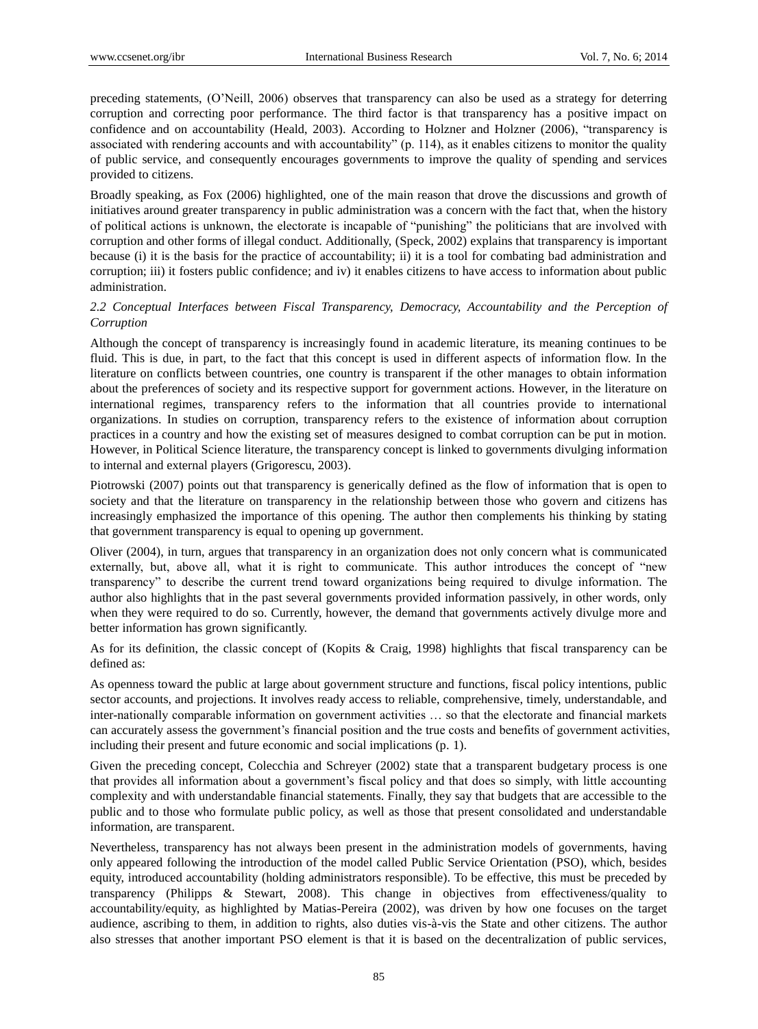preceding statements, (O'Neill, 2006) observes that transparency can also be used as a strategy for deterring corruption and correcting poor performance. The third factor is that transparency has a positive impact on confidence and on accountability (Heald, 2003). According to Holzner and Holzner (2006), "transparency is associated with rendering accounts and with accountability" (p. 114), as it enables citizens to monitor the quality of public service, and consequently encourages governments to improve the quality of spending and services provided to citizens.

Broadly speaking, as Fox (2006) highlighted, one of the main reason that drove the discussions and growth of initiatives around greater transparency in public administration was a concern with the fact that, when the history of political actions is unknown, the electorate is incapable of "punishing" the politicians that are involved with corruption and other forms of illegal conduct. Additionally, (Speck, 2002) explains that transparency is important because (i) it is the basis for the practice of accountability; ii) it is a tool for combating bad administration and corruption; iii) it fosters public confidence; and iv) it enables citizens to have access to information about public administration.

### *2.2 Conceptual Interfaces between Fiscal Transparency, Democracy, Accountability and the Perception of Corruption*

Although the concept of transparency is increasingly found in academic literature, its meaning continues to be fluid. This is due, in part, to the fact that this concept is used in different aspects of information flow. In the literature on conflicts between countries, one country is transparent if the other manages to obtain information about the preferences of society and its respective support for government actions. However, in the literature on international regimes, transparency refers to the information that all countries provide to international organizations. In studies on corruption, transparency refers to the existence of information about corruption practices in a country and how the existing set of measures designed to combat corruption can be put in motion. However, in Political Science literature, the transparency concept is linked to governments divulging information to internal and external players (Grigorescu, 2003).

Piotrowski (2007) points out that transparency is generically defined as the flow of information that is open to society and that the literature on transparency in the relationship between those who govern and citizens has increasingly emphasized the importance of this opening. The author then complements his thinking by stating that government transparency is equal to opening up government.

Oliver (2004), in turn, argues that transparency in an organization does not only concern what is communicated externally, but, above all, what it is right to communicate. This author introduces the concept of "new transparency" to describe the current trend toward organizations being required to divulge information. The author also highlights that in the past several governments provided information passively, in other words, only when they were required to do so. Currently, however, the demand that governments actively divulge more and better information has grown significantly.

As for its definition, the classic concept of (Kopits & Craig, 1998) highlights that fiscal transparency can be defined as:

As openness toward the public at large about government structure and functions, fiscal policy intentions, public sector accounts, and projections. It involves ready access to reliable, comprehensive, timely, understandable, and inter-nationally comparable information on government activities … so that the electorate and financial markets can accurately assess the government's financial position and the true costs and benefits of government activities, including their present and future economic and social implications (p. 1).

Given the preceding concept, Colecchia and Schreyer (2002) state that a transparent budgetary process is one that provides all information about a government's fiscal policy and that does so simply, with little accounting complexity and with understandable financial statements. Finally, they say that budgets that are accessible to the public and to those who formulate public policy, as well as those that present consolidated and understandable information, are transparent.

Nevertheless, transparency has not always been present in the administration models of governments, having only appeared following the introduction of the model called Public Service Orientation (PSO), which, besides equity, introduced accountability (holding administrators responsible). To be effective, this must be preceded by transparency (Philipps & Stewart, 2008). This change in objectives from effectiveness/quality to accountability/equity, as highlighted by Matias-Pereira (2002), was driven by how one focuses on the target audience, ascribing to them, in addition to rights, also duties vis-à-vis the State and other citizens. The author also stresses that another important PSO element is that it is based on the decentralization of public services,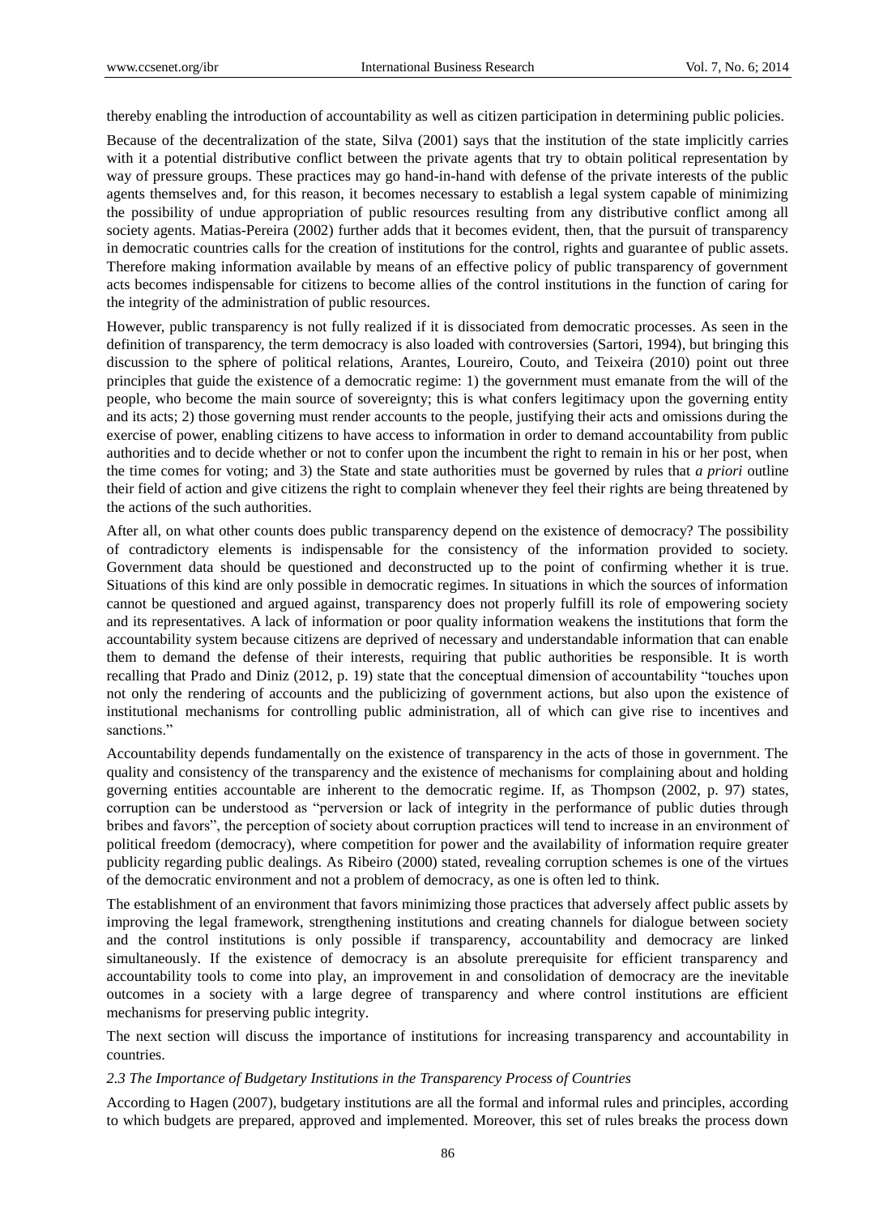thereby enabling the introduction of accountability as well as citizen participation in determining public policies.

Because of the decentralization of the state, Silva (2001) says that the institution of the state implicitly carries with it a potential distributive conflict between the private agents that try to obtain political representation by way of pressure groups. These practices may go hand-in-hand with defense of the private interests of the public agents themselves and, for this reason, it becomes necessary to establish a legal system capable of minimizing the possibility of undue appropriation of public resources resulting from any distributive conflict among all society agents. Matias-Pereira (2002) further adds that it becomes evident, then, that the pursuit of transparency in democratic countries calls for the creation of institutions for the control, rights and guarantee of public assets. Therefore making information available by means of an effective policy of public transparency of government acts becomes indispensable for citizens to become allies of the control institutions in the function of caring for the integrity of the administration of public resources.

However, public transparency is not fully realized if it is dissociated from democratic processes. As seen in the definition of transparency, the term democracy is also loaded with controversies (Sartori, 1994), but bringing this discussion to the sphere of political relations, Arantes, Loureiro, Couto, and Teixeira (2010) point out three principles that guide the existence of a democratic regime: 1) the government must emanate from the will of the people, who become the main source of sovereignty; this is what confers legitimacy upon the governing entity and its acts; 2) those governing must render accounts to the people, justifying their acts and omissions during the exercise of power, enabling citizens to have access to information in order to demand accountability from public authorities and to decide whether or not to confer upon the incumbent the right to remain in his or her post, when the time comes for voting; and 3) the State and state authorities must be governed by rules that *a priori* outline their field of action and give citizens the right to complain whenever they feel their rights are being threatened by the actions of the such authorities.

After all, on what other counts does public transparency depend on the existence of democracy? The possibility of contradictory elements is indispensable for the consistency of the information provided to society. Government data should be questioned and deconstructed up to the point of confirming whether it is true. Situations of this kind are only possible in democratic regimes. In situations in which the sources of information cannot be questioned and argued against, transparency does not properly fulfill its role of empowering society and its representatives. A lack of information or poor quality information weakens the institutions that form the accountability system because citizens are deprived of necessary and understandable information that can enable them to demand the defense of their interests, requiring that public authorities be responsible. It is worth recalling that Prado and Diniz (2012, p. 19) state that the conceptual dimension of accountability "touches upon not only the rendering of accounts and the publicizing of government actions, but also upon the existence of institutional mechanisms for controlling public administration, all of which can give rise to incentives and sanctions."

Accountability depends fundamentally on the existence of transparency in the acts of those in government. The quality and consistency of the transparency and the existence of mechanisms for complaining about and holding governing entities accountable are inherent to the democratic regime. If, as Thompson (2002, p. 97) states, corruption can be understood as "perversion or lack of integrity in the performance of public duties through bribes and favors", the perception of society about corruption practices will tend to increase in an environment of political freedom (democracy), where competition for power and the availability of information require greater publicity regarding public dealings. As Ribeiro (2000) stated, revealing corruption schemes is one of the virtues of the democratic environment and not a problem of democracy, as one is often led to think.

The establishment of an environment that favors minimizing those practices that adversely affect public assets by improving the legal framework, strengthening institutions and creating channels for dialogue between society and the control institutions is only possible if transparency, accountability and democracy are linked simultaneously. If the existence of democracy is an absolute prerequisite for efficient transparency and accountability tools to come into play, an improvement in and consolidation of democracy are the inevitable outcomes in a society with a large degree of transparency and where control institutions are efficient mechanisms for preserving public integrity.

The next section will discuss the importance of institutions for increasing transparency and accountability in countries.

### *2.3 The Importance of Budgetary Institutions in the Transparency Process of Countries*

According to Hagen (2007), budgetary institutions are all the formal and informal rules and principles, according to which budgets are prepared, approved and implemented. Moreover, this set of rules breaks the process down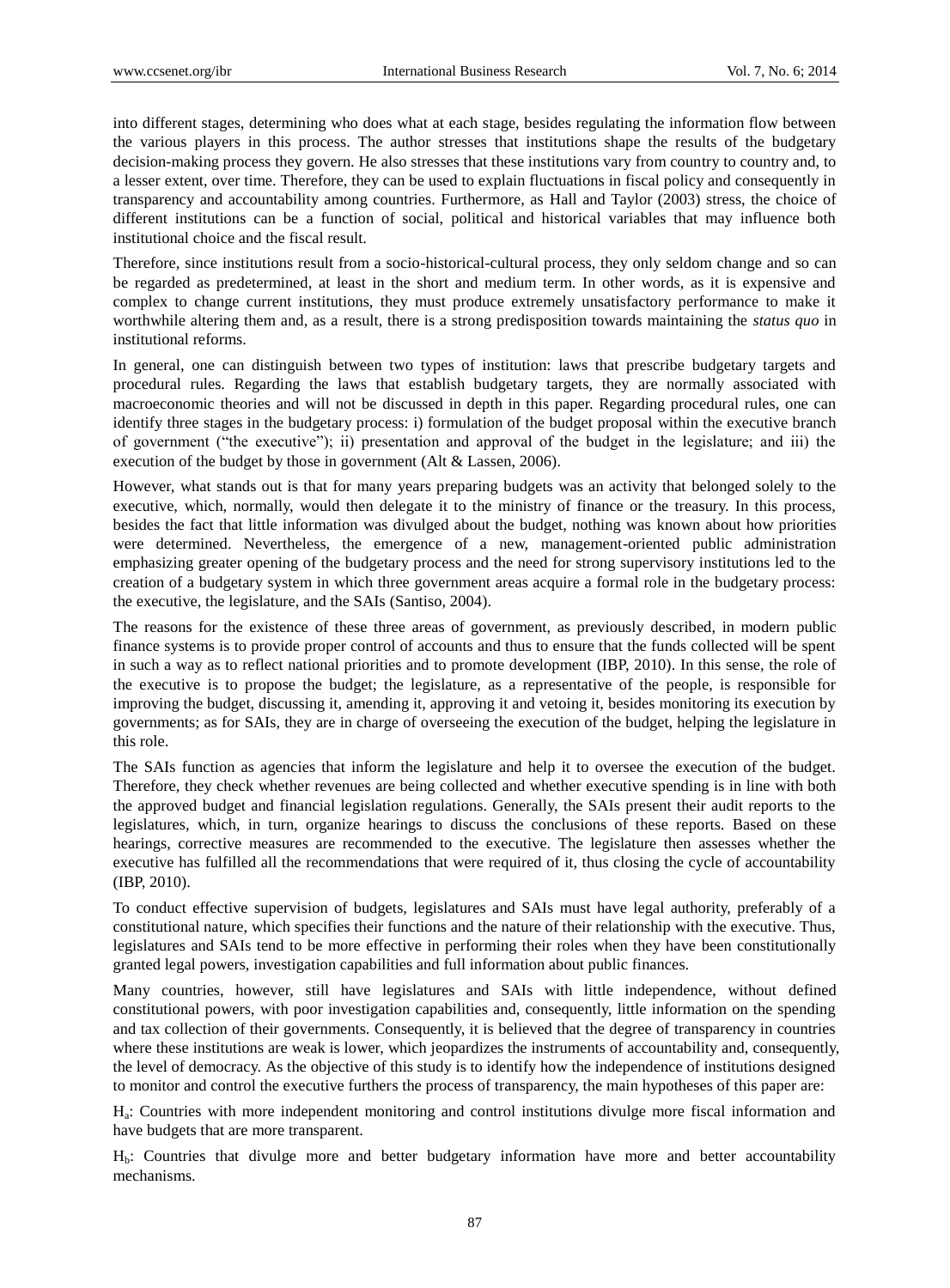into different stages, determining who does what at each stage, besides regulating the information flow between the various players in this process. The author stresses that institutions shape the results of the budgetary decision-making process they govern. He also stresses that these institutions vary from country to country and, to a lesser extent, over time. Therefore, they can be used to explain fluctuations in fiscal policy and consequently in transparency and accountability among countries. Furthermore, as Hall and Taylor (2003) stress, the choice of different institutions can be a function of social, political and historical variables that may influence both institutional choice and the fiscal result.

Therefore, since institutions result from a socio-historical-cultural process, they only seldom change and so can be regarded as predetermined, at least in the short and medium term. In other words, as it is expensive and complex to change current institutions, they must produce extremely unsatisfactory performance to make it worthwhile altering them and, as a result, there is a strong predisposition towards maintaining the *status quo* in institutional reforms.

In general, one can distinguish between two types of institution: laws that prescribe budgetary targets and procedural rules. Regarding the laws that establish budgetary targets, they are normally associated with macroeconomic theories and will not be discussed in depth in this paper. Regarding procedural rules, one can identify three stages in the budgetary process: i) formulation of the budget proposal within the executive branch of government ("the executive"); ii) presentation and approval of the budget in the legislature; and iii) the execution of the budget by those in government (Alt & Lassen, 2006).

However, what stands out is that for many years preparing budgets was an activity that belonged solely to the executive, which, normally, would then delegate it to the ministry of finance or the treasury. In this process, besides the fact that little information was divulged about the budget, nothing was known about how priorities were determined. Nevertheless, the emergence of a new, management-oriented public administration emphasizing greater opening of the budgetary process and the need for strong supervisory institutions led to the creation of a budgetary system in which three government areas acquire a formal role in the budgetary process: the executive, the legislature, and the SAIs (Santiso, 2004).

The reasons for the existence of these three areas of government, as previously described, in modern public finance systems is to provide proper control of accounts and thus to ensure that the funds collected will be spent in such a way as to reflect national priorities and to promote development (IBP, 2010). In this sense, the role of the executive is to propose the budget; the legislature, as a representative of the people, is responsible for improving the budget, discussing it, amending it, approving it and vetoing it, besides monitoring its execution by governments; as for SAIs, they are in charge of overseeing the execution of the budget, helping the legislature in this role.

The SAIs function as agencies that inform the legislature and help it to oversee the execution of the budget. Therefore, they check whether revenues are being collected and whether executive spending is in line with both the approved budget and financial legislation regulations. Generally, the SAIs present their audit reports to the legislatures, which, in turn, organize hearings to discuss the conclusions of these reports. Based on these hearings, corrective measures are recommended to the executive. The legislature then assesses whether the executive has fulfilled all the recommendations that were required of it, thus closing the cycle of accountability (IBP, 2010).

To conduct effective supervision of budgets, legislatures and SAIs must have legal authority, preferably of a constitutional nature, which specifies their functions and the nature of their relationship with the executive. Thus, legislatures and SAIs tend to be more effective in performing their roles when they have been constitutionally granted legal powers, investigation capabilities and full information about public finances.

Many countries, however, still have legislatures and SAIs with little independence, without defined constitutional powers, with poor investigation capabilities and, consequently, little information on the spending and tax collection of their governments. Consequently, it is believed that the degree of transparency in countries where these institutions are weak is lower, which jeopardizes the instruments of accountability and, consequently, the level of democracy. As the objective of this study is to identify how the independence of institutions designed to monitor and control the executive furthers the process of transparency, the main hypotheses of this paper are:

$H_a$: Countries with more independent monitoring and control institutions divulge more fiscal information and have budgets that are more transparent.

$H_b$: Countries that divulge more and better budgetary information have more and better accountability mechanisms.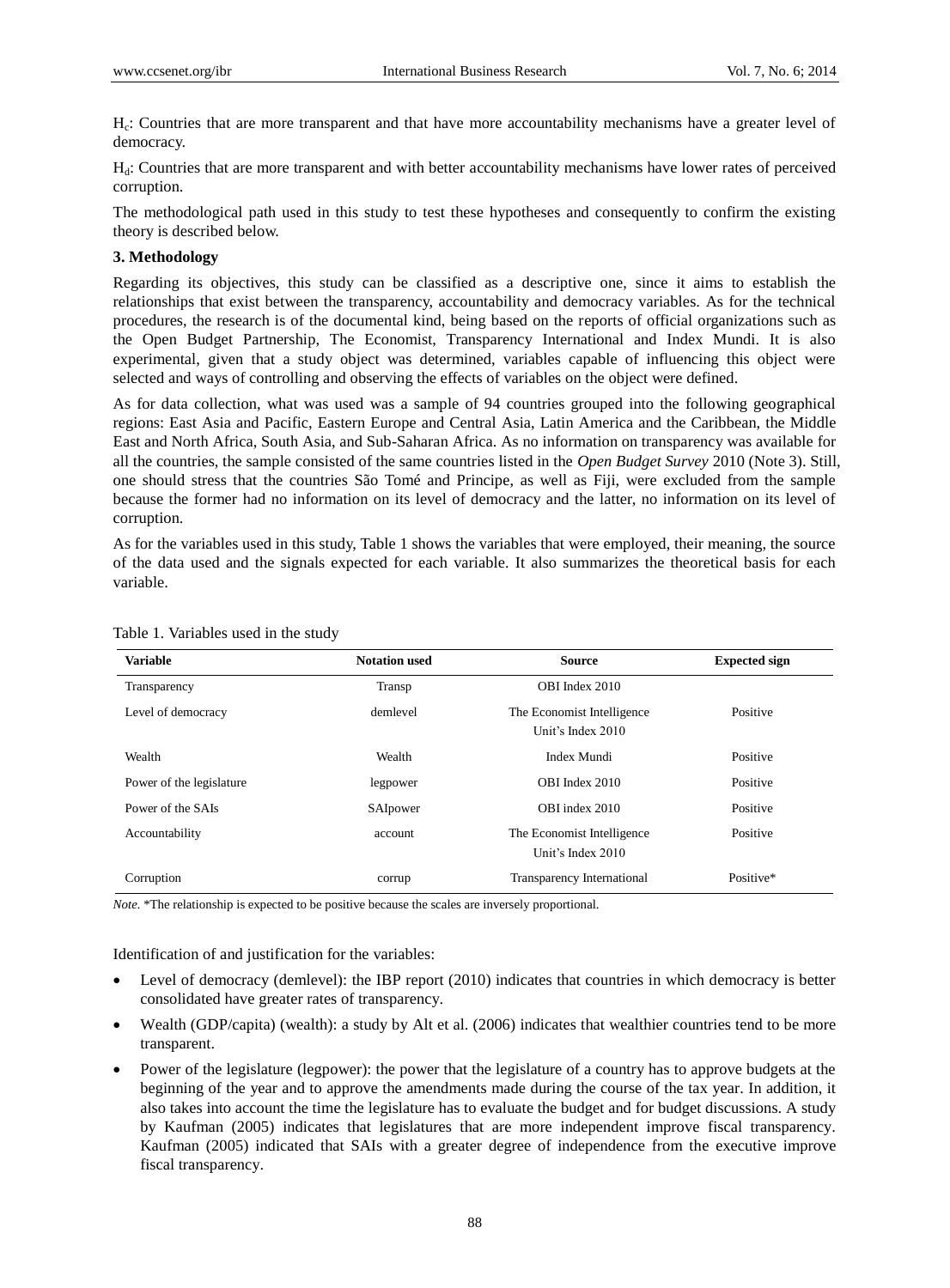$H_c$: Countries that are more transparent and that have more accountability mechanisms have a greater level of democracy.

$H_d$: Countries that are more transparent and with better accountability mechanisms have lower rates of perceived corruption.

The methodological path used in this study to test these hypotheses and consequently to confirm the existing theory is described below.

## 3. Methodology

Regarding its objectives, this study can be classified as a descriptive one, since it aims to establish the relationships that exist between the transparency, accountability and democracy variables. As for the technical procedures, the research is of the documental kind, being based on the reports of official organizations such as the Open Budget Partnership, The Economist, Transparency International and Index Mundi. It is also experimental, given that a study object was determined, variables capable of influencing this object were selected and ways of controlling and observing the effects of variables on the object were defined.

As for data collection, what was used was a sample of 94 countries grouped into the following geographical regions: East Asia and Pacific, Eastern Europe and Central Asia, Latin America and the Caribbean, the Middle East and North Africa, South Asia, and Sub-Saharan Africa. As no information on transparency was available for all the countries, the sample consisted of the same countries listed in the *Open Budget Survey* 2010 (Note 3). Still, one should stress that the countries São Tomé and Principe, as well as Fiji, were excluded from the sample because the former had no information on its level of democracy and the latter, no information on its level of corruption.

As for the variables used in this study, Table 1 shows the variables that were employed, their meaning, the source of the data used and the signals expected for each variable. It also summarizes the theoretical basis for each variable.

Table 1. Variables used in the study

| Variable | Notation used | Source | Expected sign |
|---|---|---|---|
| Transparency | Transp | OBI Index 2010 | |
| Level of democracy | demlevel | The Economist Intelligence Unit's Index 2010 | Positive |
| Wealth | Wealth | Index Mundi | Positive |
| Power of the legislature | legpower | OBI Index 2010 | Positive |
| Power of the SAIs | SAIpower | OBI index 2010 | Positive |
| Accountability | account | The Economist Intelligence Unit's Index 2010 | Positive |
| Corruption | corrup | Transparency International | Positive* |

*Note.* *The relationship is expected to be positive because the scales are inversely proportional.

Identification of and justification for the variables:

- Level of democracy (demlevel): the IBP report (2010) indicates that countries in which democracy is better consolidated have greater rates of transparency.
- Wealth (GDP/capita) (wealth): a study by Alt et al. (2006) indicates that wealthier countries tend to be more transparent.
- Power of the legislature (legpower): the power that the legislature of a country has to approve budgets at the beginning of the year and to approve the amendments made during the course of the tax year. In addition, it also takes into account the time the legislature has to evaluate the budget and for budget discussions. A study by Kaufman (2005) indicates that legislatures that are more independent improve fiscal transparency. Kaufman (2005) indicated that SAIs with a greater degree of independence from the executive improve fiscal transparency.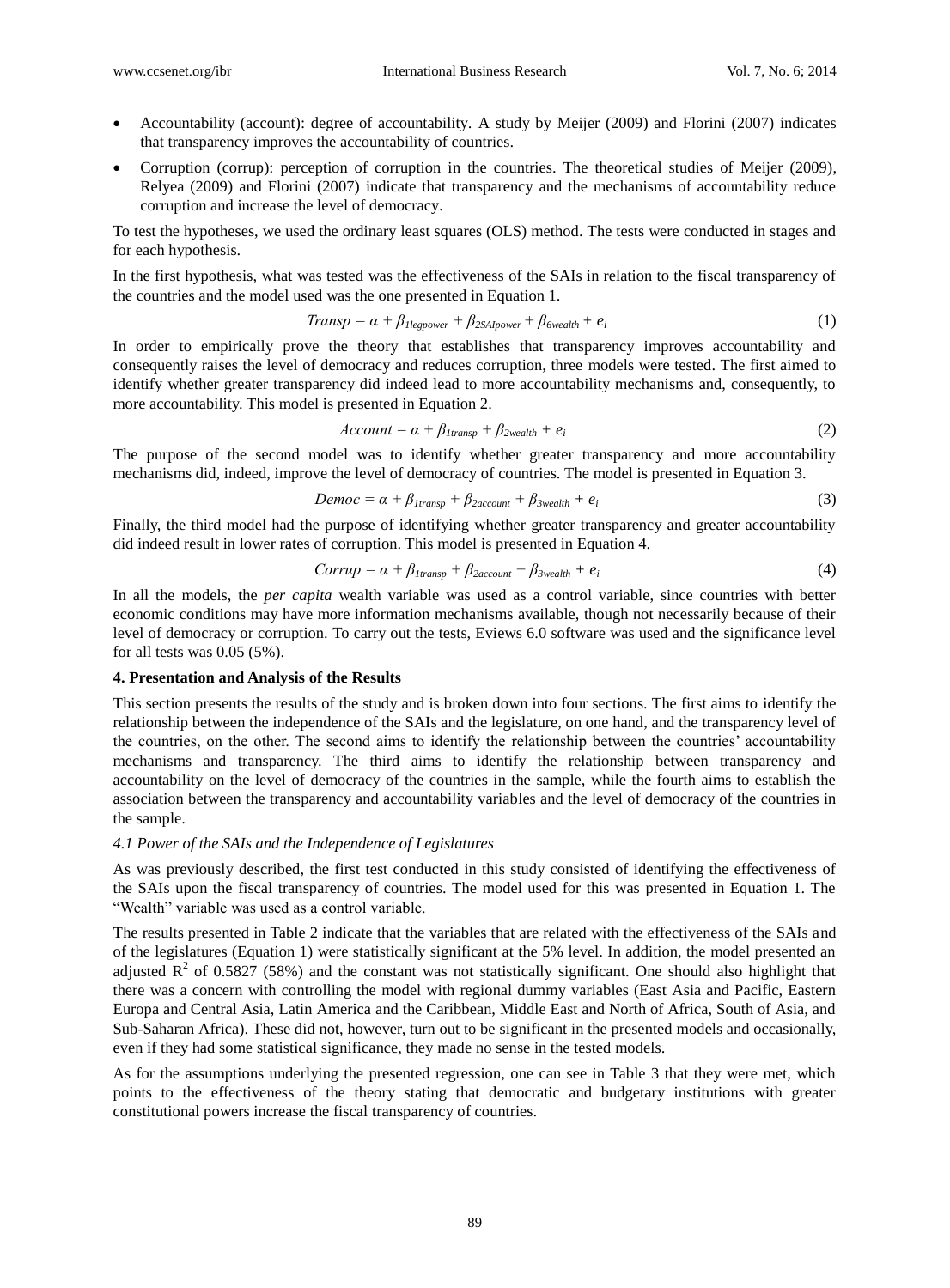- Accountability (account): degree of accountability. A study by Meijer (2009) and Florini (2007) indicates that transparency improves the accountability of countries.
- Corruption (corrup): perception of corruption in the countries. The theoretical studies of Meijer (2009), Relyea (2009) and Florini (2007) indicate that transparency and the mechanisms of accountability reduce corruption and increase the level of democracy.

To test the hypotheses, we used the ordinary least squares (OLS) method. The tests were conducted in stages and for each hypothesis.

In the first hypothesis, what was tested was the effectiveness of the SAIs in relation to the fiscal transparency of the countries and the model used was the one presented in Equation 1.

$$Transp = \alpha + \beta_{1legpower} + \beta_{2SAIpower} + \beta_{6wealth} + e_i \tag{1}$$

In order to empirically prove the theory that establishes that transparency improves accountability and consequently raises the level of democracy and reduces corruption, three models were tested. The first aimed to identify whether greater transparency did indeed lead to more accountability mechanisms and, consequently, to more accountability. This model is presented in Equation 2.

$$Account = \alpha + \beta_{1transp} + \beta_{2wealth} + e_i \tag{2}$$

The purpose of the second model was to identify whether greater transparency and more accountability mechanisms did, indeed, improve the level of democracy of countries. The model is presented in Equation 3.

$$Democ = \alpha + \beta_{1transp} + \beta_{2account} + \beta_{3wealth} + e_i \tag{3}$$

Finally, the third model had the purpose of identifying whether greater transparency and greater accountability did indeed result in lower rates of corruption. This model is presented in Equation 4.

$$Corrup = \alpha + \beta_{1transp} + \beta_{2account} + \beta_{3wealth} + e_i \tag{4}$$

In all the models, the *per capita* wealth variable was used as a control variable, since countries with better economic conditions may have more information mechanisms available, though not necessarily because of their level of democracy or corruption. To carry out the tests, Eviews 6.0 software was used and the significance level for all tests was 0.05 (5%).

**4. Presentation and Analysis of the Results**

This section presents the results of the study and is broken down into four sections. The first aims to identify the relationship between the independence of the SAIs and the legislature, on one hand, and the transparency level of the countries, on the other. The second aims to identify the relationship between the countries' accountability mechanisms and transparency. The third aims to identify the relationship between transparency and accountability on the level of democracy of the countries in the sample, while the fourth aims to establish the association between the transparency and accountability variables and the level of democracy of the countries in the sample.

*4.1 Power of the SAIs and the Independence of Legislatures*

As was previously described, the first test conducted in this study consisted of identifying the effectiveness of the SAIs upon the fiscal transparency of countries. The model used for this was presented in Equation 1. The "Wealth" variable was used as a control variable.

The results presented in Table 2 indicate that the variables that are related with the effectiveness of the SAIs and of the legislatures (Equation 1) were statistically significant at the 5% level. In addition, the model presented an adjusted $R^2$ of 0.5827 (58%) and the constant was not statistically significant. One should also highlight that there was a concern with controlling the model with regional dummy variables (East Asia and Pacific, Eastern Europa and Central Asia, Latin America and the Caribbean, Middle East and North of Africa, South of Asia, and Sub-Saharan Africa). These did not, however, turn out to be significant in the presented models and occasionally, even if they had some statistical significance, they made no sense in the tested models.

As for the assumptions underlying the presented regression, one can see in Table 3 that they were met, which points to the effectiveness of the theory stating that democratic and budgetary institutions with greater constitutional powers increase the fiscal transparency of countries.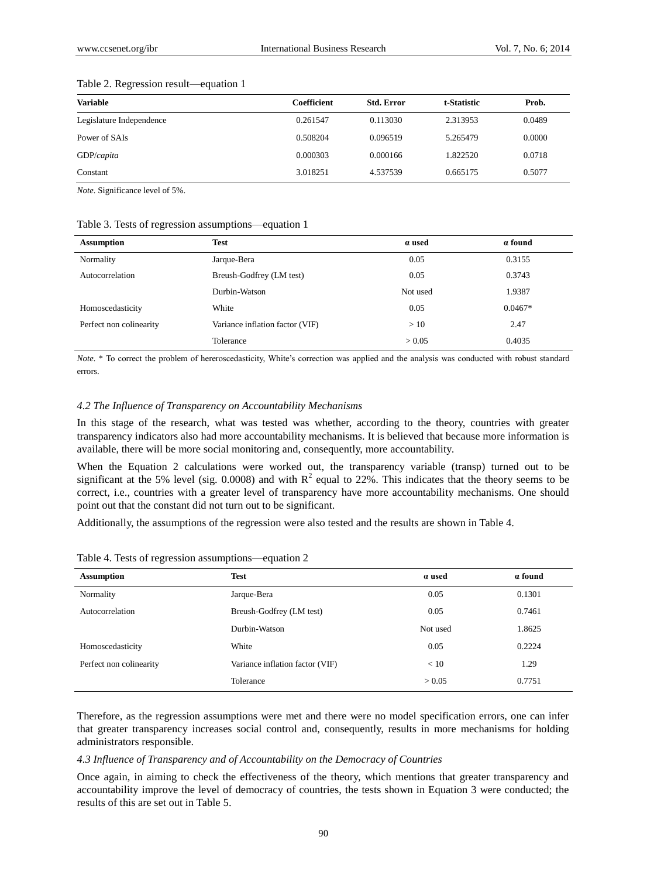Table 2. Regression result—equation 1

| Variable | Coefficient | Std. Error | t-Statistic | Prob. |
|---|---|---|---|---|
| Legislature Independence | 0.261547 | 0.113030 | 2.313953 | 0.0489 |
| Power of SAIs | 0.508204 | 0.096519 | 5.265479 | 0.0000 |
| GDP/*capita* | 0.000303 | 0.000166 | 1.822520 | 0.0718 |
| Constant | 3.018251 | 4.537539 | 0.665175 | 0.5077 |

*Note.* Significance level of 5%.

Table 3. Tests of regression assumptions—equation 1

| Assumption | Test | α used | α found |
|---|---|---|---|
| Normality | Jarque-Bera | 0.05 | 0.3155 |
| Autocorrelation | Breush-Godfrey (LM test) | 0.05 | 0.3743 |
| | Durbin-Watson | Not used | 1.9387 |
| Homoscedasticity | White | 0.05 | 0.0467* |
| Perfect non colinearity | Variance inflation factor (VIF) | > 10 | 2.47 |
| | Tolerance | > 0.05 | 0.4035 |

*Note.* * To correct the problem of hereroscedasticity, White's correction was applied and the analysis was conducted with robust standard errors.

### *4.2 The Influence of Transparency on Accountability Mechanisms*

In this stage of the research, what was tested was whether, according to the theory, countries with greater transparency indicators also had more accountability mechanisms. It is believed that because more information is available, there will be more social monitoring and, consequently, more accountability.

When the Equation 2 calculations were worked out, the transparency variable (transp) turned out to be significant at the 5% level (sig. 0.0008) and with $R^2$ equal to 22%. This indicates that the theory seems to be correct, i.e., countries with a greater level of transparency have more accountability mechanisms. One should point out that the constant did not turn out to be significant.

Additionally, the assumptions of the regression were also tested and the results are shown in Table 4.

Table 4. Tests of regression assumptions—equation 2

| Assumption | Test | α used | α found |
|---|---|---|---|
| Normality | Jarque-Bera | 0.05 | 0.1301 |
| Autocorrelation | Breush-Godfrey (LM test) | 0.05 | 0.7461 |
| | Durbin-Watson | Not used | 1.8625 |
| Homoscedasticity | White | 0.05 | 0.2224 |
| Perfect non colinearity | Variance inflation factor (VIF) | < 10 | 1.29 |
| | Tolerance | > 0.05 | 0.7751 |

Therefore, as the regression assumptions were met and there were no model specification errors, one can infer that greater transparency increases social control and, consequently, results in more mechanisms for holding administrators responsible.

### *4.3 Influence of Transparency and of Accountability on the Democracy of Countries*

Once again, in aiming to check the effectiveness of the theory, which mentions that greater transparency and accountability improve the level of democracy of countries, the tests shown in Equation 3 were conducted; the results of this are set out in Table 5.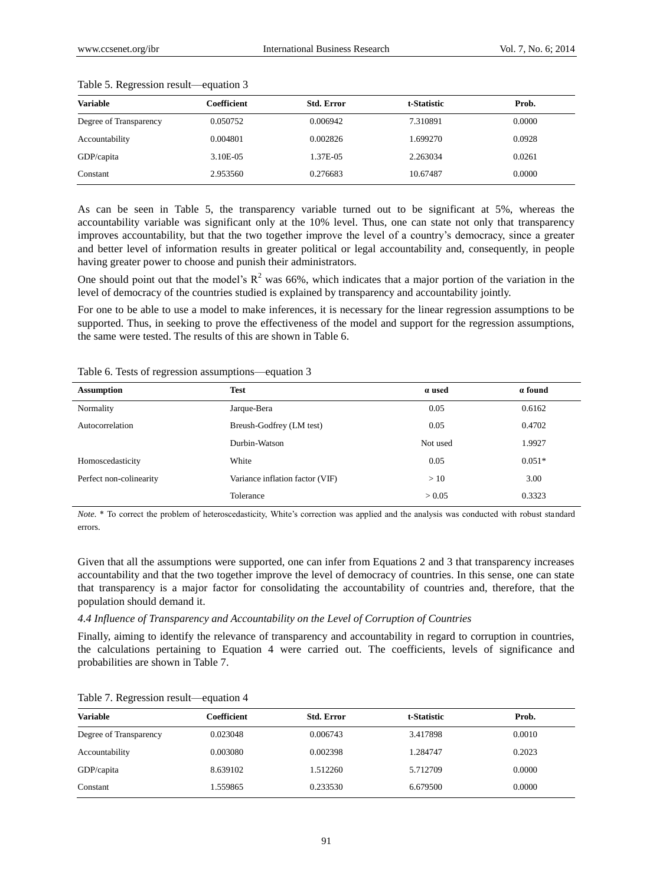Table 5. Regression result—equation 3

| Variable | Coefficient | Std. Error | t-Statistic | Prob. |
|---|---|---|---|---|
| Degree of Transparency | 0.050752 | 0.006942 | 7.310891 | 0.0000 |
| Accountability | 0.004801 | 0.002826 | 1.699270 | 0.0928 |
| GDP/capita | 3.10E-05 | 1.37E-05 | 2.263034 | 0.0261 |
| Constant | 2.953560 | 0.276683 | 10.67487 | 0.0000 |

As can be seen in Table 5, the transparency variable turned out to be significant at 5%, whereas the accountability variable was significant only at the 10% level. Thus, one can state not only that transparency improves accountability, but that the two together improve the level of a country's democracy, since a greater and better level of information results in greater political or legal accountability and, consequently, in people having greater power to choose and punish their administrators.

One should point out that the model's $R^2$ was 66%, which indicates that a major portion of the variation in the level of democracy of the countries studied is explained by transparency and accountability jointly.

For one to be able to use a model to make inferences, it is necessary for the linear regression assumptions to be supported. Thus, in seeking to prove the effectiveness of the model and support for the regression assumptions, the same were tested. The results of this are shown in Table 6.

Table 6. Tests of regression assumptions—equation 3

| Assumption | Test | α used | α found |
|---|---|---|---|
| Normality | Jarque-Bera | 0.05 | 0.6162 |
| Autocorrelation | Breush-Godfrey (LM test) | 0.05 | 0.4702 |
| | Durbin-Watson | Not used | 1.9927 |
| Homoscedasticity | White | 0.05 | 0.051* |
| Perfect non-colinearity | Variance inflation factor (VIF) | > 10 | 3.00 |
| | Tolerance | > 0.05 | 0.3323 |

*Note.* * To correct the problem of heteroscedasticity, White's correction was applied and the analysis was conducted with robust standard errors.

Given that all the assumptions were supported, one can infer from Equations 2 and 3 that transparency increases accountability and that the two together improve the level of democracy of countries. In this sense, one can state that transparency is a major factor for consolidating the accountability of countries and, therefore, that the population should demand it.

### *4.4 Influence of Transparency and Accountability on the Level of Corruption of Countries*

Finally, aiming to identify the relevance of transparency and accountability in regard to corruption in countries, the calculations pertaining to Equation 4 were carried out. The coefficients, levels of significance and probabilities are shown in Table 7.

Table 7. Regression result—equation 4

| Variable | Coefficient | Std. Error | t-Statistic | Prob. |
|---|---|---|---|---|
| Degree of Transparency | 0.023048 | 0.006743 | 3.417898 | 0.0010 |
| Accountability | 0.003080 | 0.002398 | 1.284747 | 0.2023 |
| GDP/capita | 8.639102 | 1.512260 | 5.712709 | 0.0000 |
| Constant | 1.559865 | 0.233530 | 6.679500 | 0.0000 |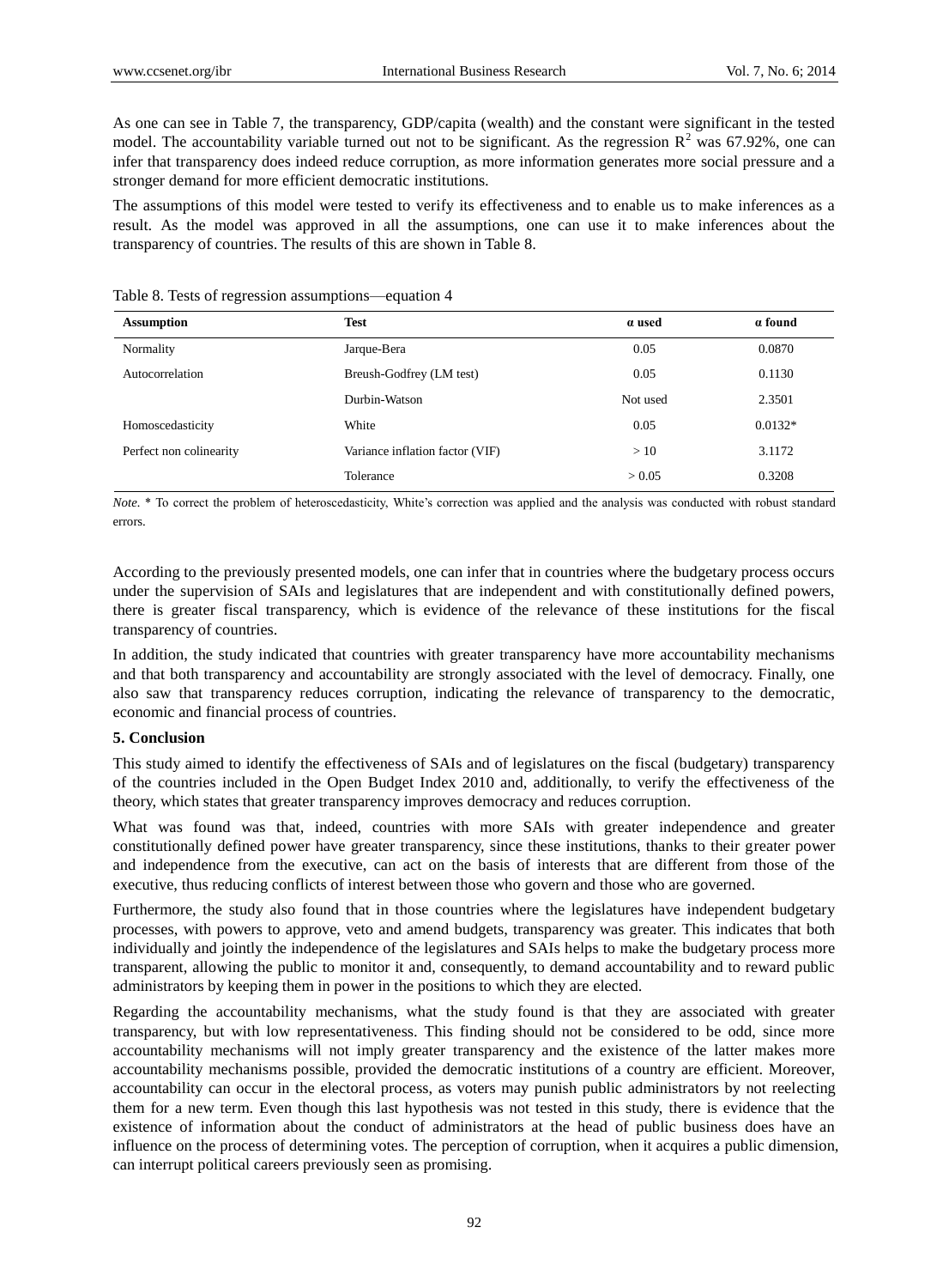As one can see in Table 7, the transparency, GDP/capita (wealth) and the constant were significant in the tested model. The accountability variable turned out not to be significant. As the regression $R^2$ was 67.92%, one can infer that transparency does indeed reduce corruption, as more information generates more social pressure and a stronger demand for more efficient democratic institutions.

The assumptions of this model were tested to verify its effectiveness and to enable us to make inferences as a result. As the model was approved in all the assumptions, one can use it to make inferences about the transparency of countries. The results of this are shown in Table 8.

Table 8. Tests of regression assumptions—equation 4

| Assumption | Test | α used | α found |
|---|---|---|---|
| Normality | Jarque-Bera | 0.05 | 0.0870 |
| Autocorrelation | Breush-Godfrey (LM test) | 0.05 | 0.1130 |
| | Durbin-Watson | Not used | 2.3501 |
| Homoscedasticity | White | 0.05 | 0.0132* |
| Perfect non colinearity | Variance inflation factor (VIF) | > 10 | 3.1172 |
| | Tolerance | > 0.05 | 0.3208 |

*Note.* * To correct the problem of heteroscedasticity, White's correction was applied and the analysis was conducted with robust standard errors.

According to the previously presented models, one can infer that in countries where the budgetary process occurs under the supervision of SAIs and legislatures that are independent and with constitutionally defined powers, there is greater fiscal transparency, which is evidence of the relevance of these institutions for the fiscal transparency of countries.

In addition, the study indicated that countries with greater transparency have more accountability mechanisms and that both transparency and accountability are strongly associated with the level of democracy. Finally, one also saw that transparency reduces corruption, indicating the relevance of transparency to the democratic, economic and financial process of countries.

## 5. Conclusion

This study aimed to identify the effectiveness of SAIs and of legislatures on the fiscal (budgetary) transparency of the countries included in the Open Budget Index 2010 and, additionally, to verify the effectiveness of the theory, which states that greater transparency improves democracy and reduces corruption.

What was found was that, indeed, countries with more SAIs with greater independence and greater constitutionally defined power have greater transparency, since these institutions, thanks to their greater power and independence from the executive, can act on the basis of interests that are different from those of the executive, thus reducing conflicts of interest between those who govern and those who are governed.

Furthermore, the study also found that in those countries where the legislatures have independent budgetary processes, with powers to approve, veto and amend budgets, transparency was greater. This indicates that both individually and jointly the independence of the legislatures and SAIs helps to make the budgetary process more transparent, allowing the public to monitor it and, consequently, to demand accountability and to reward public administrators by keeping them in power in the positions to which they are elected.

Regarding the accountability mechanisms, what the study found is that they are associated with greater transparency, but with low representativeness. This finding should not be considered to be odd, since more accountability mechanisms will not imply greater transparency and the existence of the latter makes more accountability mechanisms possible, provided the democratic institutions of a country are efficient. Moreover, accountability can occur in the electoral process, as voters may punish public administrators by not reelecting them for a new term. Even though this last hypothesis was not tested in this study, there is evidence that the existence of information about the conduct of administrators at the head of public business does have an influence on the process of determining votes. The perception of corruption, when it acquires a public dimension, can interrupt political careers previously seen as promising.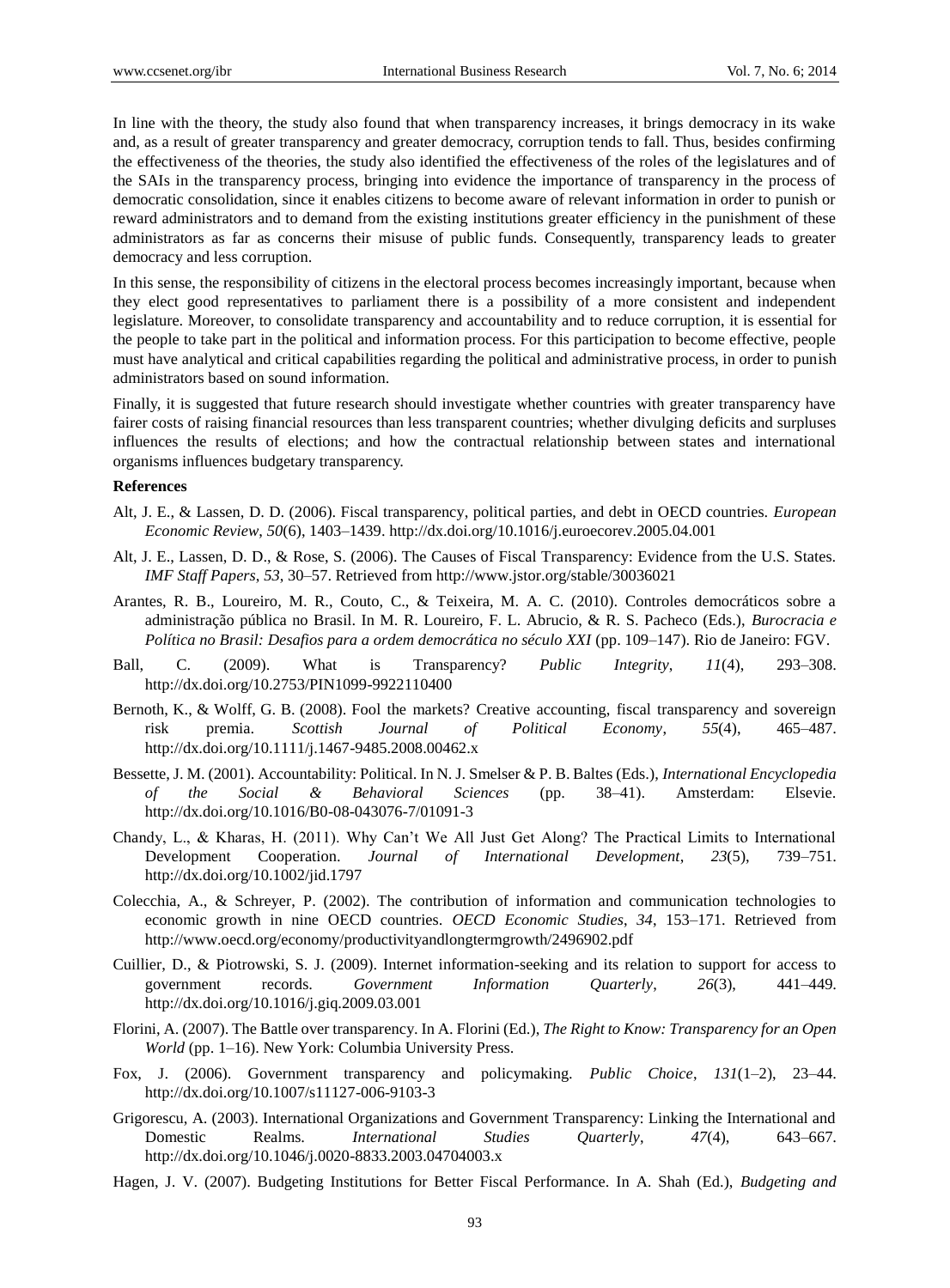In line with the theory, the study also found that when transparency increases, it brings democracy in its wake and, as a result of greater transparency and greater democracy, corruption tends to fall. Thus, besides confirming the effectiveness of the theories, the study also identified the effectiveness of the roles of the legislatures and of the SAIs in the transparency process, bringing into evidence the importance of transparency in the process of democratic consolidation, since it enables citizens to become aware of relevant information in order to punish or reward administrators and to demand from the existing institutions greater efficiency in the punishment of these administrators as far as concerns their misuse of public funds. Consequently, transparency leads to greater democracy and less corruption.

In this sense, the responsibility of citizens in the electoral process becomes increasingly important, because when they elect good representatives to parliament there is a possibility of a more consistent and independent legislature. Moreover, to consolidate transparency and accountability and to reduce corruption, it is essential for the people to take part in the political and information process. For this participation to become effective, people must have analytical and critical capabilities regarding the political and administrative process, in order to punish administrators based on sound information.

Finally, it is suggested that future research should investigate whether countries with greater transparency have fairer costs of raising financial resources than less transparent countries; whether divulging deficits and surpluses influences the results of elections; and how the contractual relationship between states and international organisms influences budgetary transparency.

**References**

Alt, J. E., & Lassen, D. D. (2006). Fiscal transparency, political parties, and debt in OECD countries. *European Economic Review*, *50*(6), 1403–1439. http://dx.doi.org/10.1016/j.euroecorev.2005.04.001

Alt, J. E., Lassen, D. D., & Rose, S. (2006). The Causes of Fiscal Transparency: Evidence from the U.S. States. *IMF Staff Papers*, *53*, 30–57. Retrieved from http://www.jstor.org/stable/30036021

Arantes, R. B., Loureiro, M. R., Couto, C., & Teixeira, M. A. C. (2010). Controles democráticos sobre a administração pública no Brasil. In M. R. Loureiro, F. L. Abrucio, & R. S. Pacheco (Eds.), *Burocracia e Política no Brasil: Desafios para a ordem democrática no século XXI* (pp. 109–147). Rio de Janeiro: FGV.

Ball, C. (2009). What is Transparency? *Public Integrity*, *11*(4), 293–308. http://dx.doi.org/10.2753/PIN1099-9922110400

Bernoth, K., & Wolff, G. B. (2008). Fool the markets? Creative accounting, fiscal transparency and sovereign risk premia. *Scottish Journal of Political Economy*, *55*(4), 465–487. http://dx.doi.org/10.1111/j.1467-9485.2008.00462.x

Bessette, J. M. (2001). Accountability: Political. In N. J. Smelser & P. B. Baltes (Eds.), *International Encyclopedia of the Social & Behavioral Sciences* (pp. 38–41). Amsterdam: Elsevie. http://dx.doi.org/10.1016/B0-08-043076-7/01091-3

Chandy, L., & Kharas, H. (2011). Why Can't We All Just Get Along? The Practical Limits to International Development Cooperation. *Journal of International Development*, *23*(5), 739–751. http://dx.doi.org/10.1002/jid.1797

Colecchia, A., & Schreyer, P. (2002). The contribution of information and communication technologies to economic growth in nine OECD countries. *OECD Economic Studies*, *34*, 153–171. Retrieved from http://www.oecd.org/economy/productivityandlongtermgrowth/2496902.pdf

Cuillier, D., & Piotrowski, S. J. (2009). Internet information-seeking and its relation to support for access to government records. *Government Information Quarterly*, *26*(3), 441–449. http://dx.doi.org/10.1016/j.giq.2009.03.001

Florini, A. (2007). The Battle over transparency. In A. Florini (Ed.), *The Right to Know: Transparency for an Open World* (pp. 1–16). New York: Columbia University Press.

Fox, J. (2006). Government transparency and policymaking. *Public Choice*, *131*(1–2), 23–44. http://dx.doi.org/10.1007/s11127-006-9103-3

Grigorescu, A. (2003). International Organizations and Government Transparency: Linking the International and Domestic Realms. *International Studies Quarterly*, *47*(4), 643–667. http://dx.doi.org/10.1046/j.0020-8833.2003.04704003.x

Hagen, J. V. (2007). Budgeting Institutions for Better Fiscal Performance. In A. Shah (Ed.), *Budgeting and*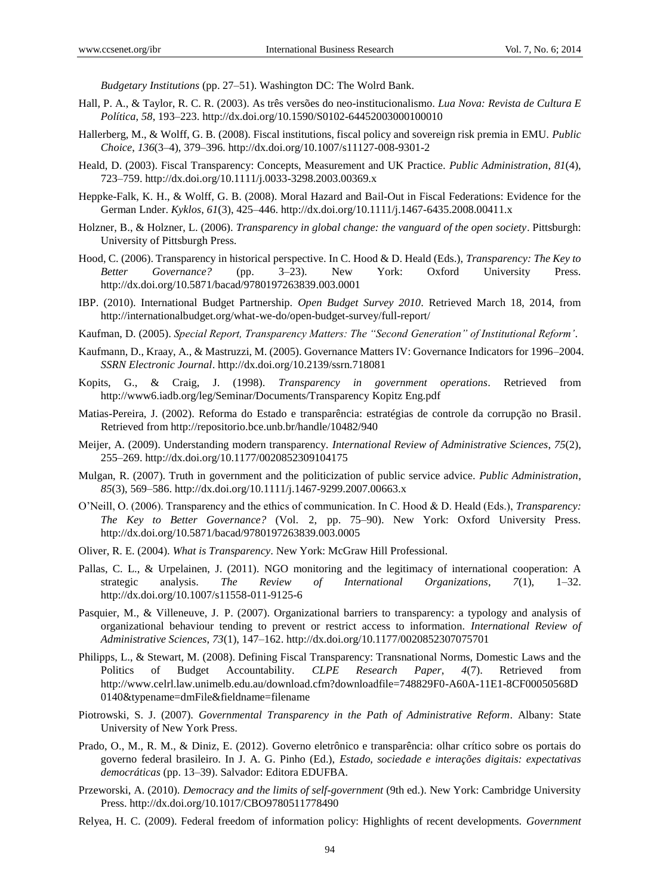*Budgetary Institutions* (pp. 27–51). Washington DC: The Wolrd Bank.

Hall, P. A., & Taylor, R. C. R. (2003). As três versões do neo-institucionalismo. *Lua Nova: Revista de Cultura E Política*, *58*, 193–223. http://dx.doi.org/10.1590/S0102-64452003000100010

Hallerberg, M., & Wolff, G. B. (2008). Fiscal institutions, fiscal policy and sovereign risk premia in EMU. *Public Choice*, *136*(3–4), 379–396. http://dx.doi.org/10.1007/s11127-008-9301-2

Heald, D. (2003). Fiscal Transparency: Concepts, Measurement and UK Practice. *Public Administration*, *81*(4), 723–759. http://dx.doi.org/10.1111/j.0033-3298.2003.00369.x

Heppke-Falk, K. H., & Wolff, G. B. (2008). Moral Hazard and Bail-Out in Fiscal Federations: Evidence for the German Lnder. *Kyklos*, *61*(3), 425–446. http://dx.doi.org/10.1111/j.1467-6435.2008.00411.x

Holzner, B., & Holzner, L. (2006). *Transparency in global change: the vanguard of the open society*. Pittsburgh: University of Pittsburgh Press.

Hood, C. (2006). Transparency in historical perspective. In C. Hood & D. Heald (Eds.), *Transparency: The Key to Better Governance?* (pp. 3–23). New York: Oxford University Press. http://dx.doi.org/10.5871/bacad/9780197263839.003.0001

IBP. (2010). International Budget Partnership. *Open Budget Survey 2010*. Retrieved March 18, 2014, from http://internationalbudget.org/what-we-do/open-budget-survey/full-report/

Kaufman, D. (2005). *Special Report, Transparency Matters: The "Second Generation" of Institutional Reform'*.

Kaufmann, D., Kraay, A., & Mastruzzi, M. (2005). Governance Matters IV: Governance Indicators for 1996–2004. *SSRN Electronic Journal*. http://dx.doi.org/10.2139/ssrn.718081

Kopits, G., & Craig, J. (1998). *Transparency in government operations*. Retrieved from http://www6.iadb.org/leg/Seminar/Documents/Transparency Kopitz Eng.pdf

Matias-Pereira, J. (2002). Reforma do Estado e transparência: estratégias de controle da corrupção no Brasil. Retrieved from http://repositorio.bce.unb.br/handle/10482/940

Meijer, A. (2009). Understanding modern transparency. *International Review of Administrative Sciences*, *75*(2), 255–269. http://dx.doi.org/10.1177/0020852309104175

Mulgan, R. (2007). Truth in government and the politicization of public service advice. *Public Administration*, *85*(3), 569–586. http://dx.doi.org/10.1111/j.1467-9299.2007.00663.x

O'Neill, O. (2006). Transparency and the ethics of communication. In C. Hood & D. Heald (Eds.), *Transparency: The Key to Better Governance?* (Vol. 2, pp. 75–90). New York: Oxford University Press. http://dx.doi.org/10.5871/bacad/9780197263839.003.0005

Oliver, R. E. (2004). *What is Transparency*. New York: McGraw Hill Professional.

Pallas, C. L., & Urpelainen, J. (2011). NGO monitoring and the legitimacy of international cooperation: A strategic analysis. *The Review of International Organizations*, *7*(1), 1–32. http://dx.doi.org/10.1007/s11558-011-9125-6

Pasquier, M., & Villeneuve, J. P. (2007). Organizational barriers to transparency: a typology and analysis of organizational behaviour tending to prevent or restrict access to information. *International Review of Administrative Sciences*, *73*(1), 147–162. http://dx.doi.org/10.1177/0020852307075701

Philipps, L., & Stewart, M. (2008). Defining Fiscal Transparency: Transnational Norms, Domestic Laws and the Politics of Budget Accountability. *CLPE Research Paper*, *4*(7). Retrieved from http://www.celrl.law.unimelb.edu.au/download.cfm?downloadfile=748829F0-A60A-11E1-8CF00050568D0140&typename=dmFile&fieldname=filename

Piotrowski, S. J. (2007). *Governmental Transparency in the Path of Administrative Reform*. Albany: State University of New York Press.

Prado, O., M., R. M., & Diniz, E. (2012). Governo eletrônico e transparência: olhar crítico sobre os portais do governo federal brasileiro. In J. A. G. Pinho (Ed.), *Estado, sociedade e interações digitais: expectativas democráticas* (pp. 13–39). Salvador: Editora EDUFBA.

Przeworski, A. (2010). *Democracy and the limits of self-government* (9th ed.). New York: Cambridge University Press. http://dx.doi.org/10.1017/CBO9780511778490

Relyea, H. C. (2009). Federal freedom of information policy: Highlights of recent developments. *Government*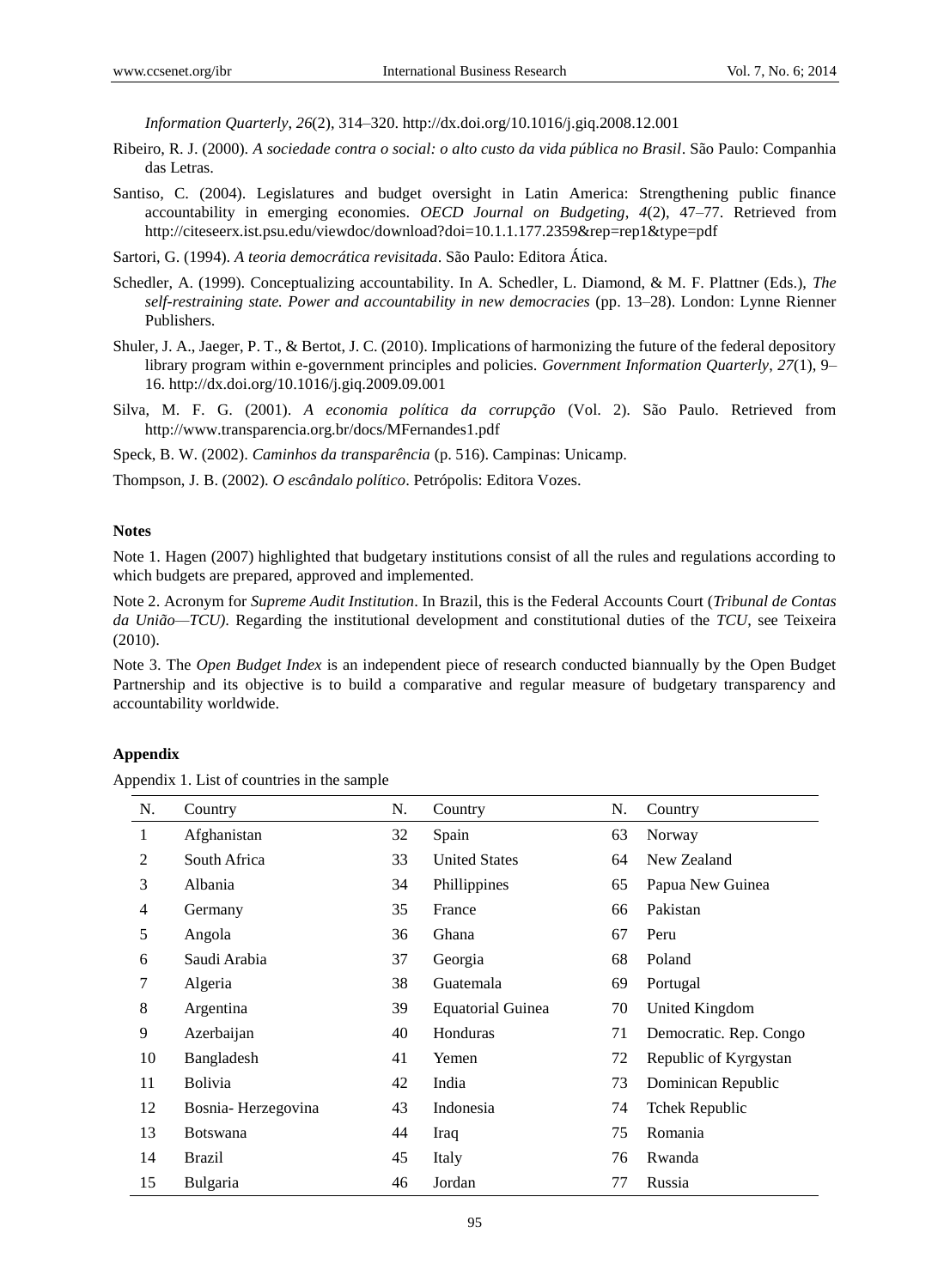*Information Quarterly, 26*(2), 314–320. http://dx.doi.org/10.1016/j.giq.2008.12.001

Ribeiro, R. J. (2000). *A sociedade contra o social: o alto custo da vida pública no Brasil*. São Paulo: Companhia das Letras.

Santiso, C. (2004). Legislatures and budget oversight in Latin America: Strengthening public finance accountability in emerging economies. *OECD Journal on Budgeting, 4*(2), 47–77. Retrieved from http://citeseerx.ist.psu.edu/viewdoc/download?doi=10.1.1.177.2359&rep=rep1&type=pdf

Sartori, G. (1994). *A teoria democrática revisitada*. São Paulo: Editora Ática.

Schedler, A. (1999). Conceptualizing accountability. In A. Schedler, L. Diamond, & M. F. Plattner (Eds.), *The self-restraining state. Power and accountability in new democracies* (pp. 13–28). London: Lynne Rienner Publishers.

Shuler, J. A., Jaeger, P. T., & Bertot, J. C. (2010). Implications of harmonizing the future of the federal depository library program within e-government principles and policies. *Government Information Quarterly, 27*(1), 9–16. http://dx.doi.org/10.1016/j.giq.2009.09.001

Silva, M. F. G. (2001). *A economia política da corrupção* (Vol. 2). São Paulo. Retrieved from http://www.transparencia.org.br/docs/MFernandes1.pdf

Speck, B. W. (2002). *Caminhos da transparência* (p. 516). Campinas: Unicamp.

Thompson, J. B. (2002). *O escândalo político*. Petrópolis: Editora Vozes.

**Notes**

Note 1. Hagen (2007) highlighted that budgetary institutions consist of all the rules and regulations according to which budgets are prepared, approved and implemented.

Note 2. Acronym for *Supreme Audit Institution*. In Brazil, this is the Federal Accounts Court (*Tribunal de Contas da União—TCU)*. Regarding the institutional development and constitutional duties of the *TCU*, see Teixeira (2010).

Note 3. The *Open Budget Index* is an independent piece of research conducted biannually by the Open Budget Partnership and its objective is to build a comparative and regular measure of budgetary transparency and accountability worldwide.

**Appendix**

Appendix 1. List of countries in the sample

| N. | Country | N. | Country | N. | Country |
|---|---|---|---|---|---|
| 1 | Afghanistan | 32 | Spain | 63 | Norway |
| 2 | South Africa | 33 | United States | 64 | New Zealand |
| 3 | Albania | 34 | Phillippines | 65 | Papua New Guinea |
| 4 | Germany | 35 | France | 66 | Pakistan |
| 5 | Angola | 36 | Ghana | 67 | Peru |
| 6 | Saudi Arabia | 37 | Georgia | 68 | Poland |
| 7 | Algeria | 38 | Guatemala | 69 | Portugal |
| 8 | Argentina | 39 | Equatorial Guinea | 70 | United Kingdom |
| 9 | Azerbaijan | 40 | Honduras | 71 | Democratic. Rep. Congo |
| 10 | Bangladesh | 41 | Yemen | 72 | Republic of Kyrgystan |
| 11 | Bolivia | 42 | India | 73 | Dominican Republic |
| 12 | Bosnia- Herzegovina | 43 | Indonesia | 74 | Tchek Republic |
| 13 | Botswana | 44 | Iraq | 75 | Romania |
| 14 | Brazil | 45 | Italy | 76 | Rwanda |
| 15 | Bulgaria | 46 | Jordan | 77 | Russia |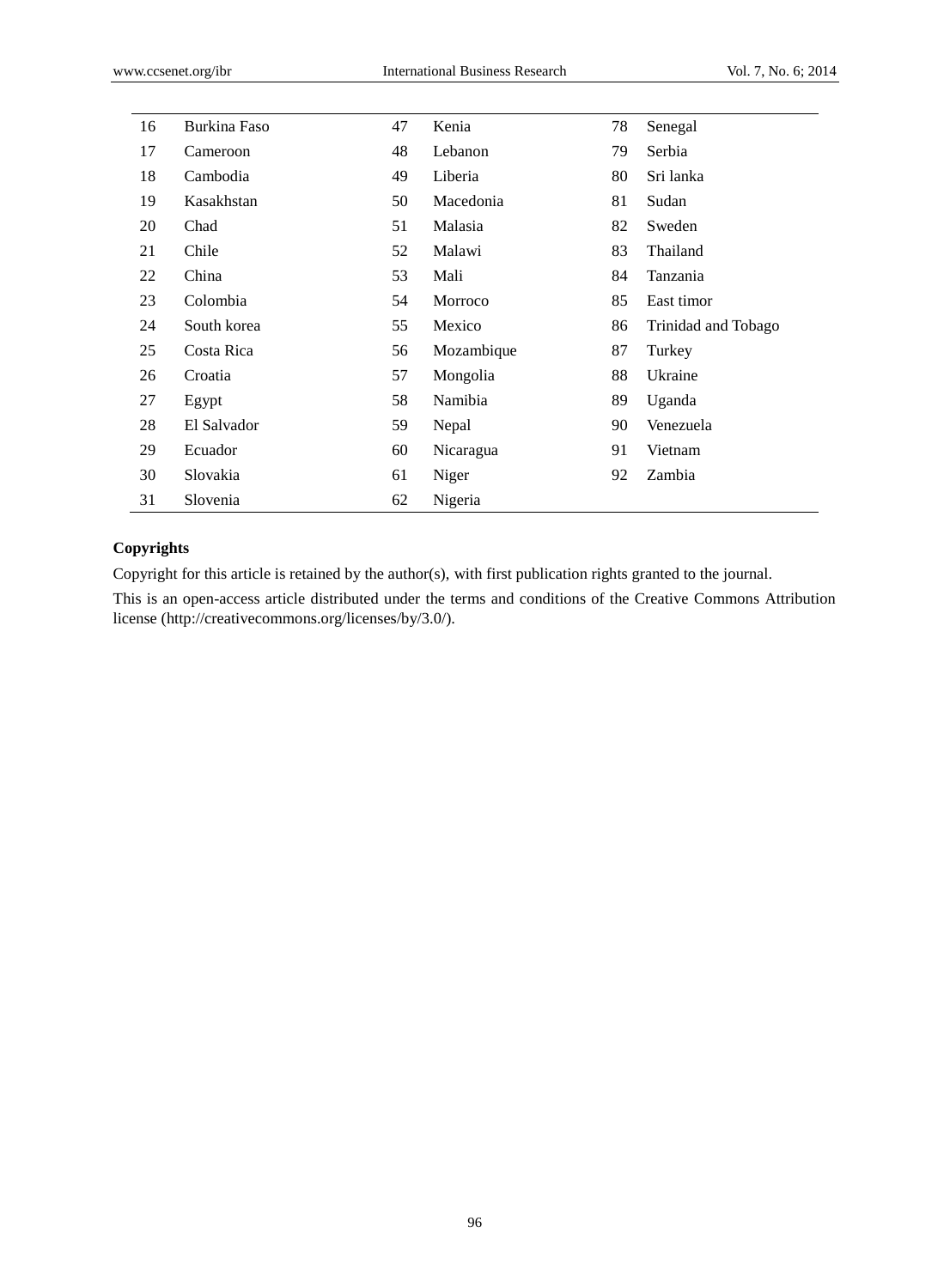| | | | | | |
|---|---|---|---|---|---|
| 16 | Burkina Faso | 47 | Kenia | 78 | Senegal |
| 17 | Cameroon | 48 | Lebanon | 79 | Serbia |
| 18 | Cambodia | 49 | Liberia | 80 | Sri lanka |
| 19 | Kasakhstan | 50 | Macedonia | 81 | Sudan |
| 20 | Chad | 51 | Malasia | 82 | Sweden |
| 21 | Chile | 52 | Malawi | 83 | Thailand |
| 22 | China | 53 | Mali | 84 | Tanzania |
| 23 | Colombia | 54 | Morroco | 85 | East timor |
| 24 | South korea | 55 | Mexico | 86 | Trinidad and Tobago |
| 25 | Costa Rica | 56 | Mozambique | 87 | Turkey |
| 26 | Croatia | 57 | Mongolia | 88 | Ukraine |
| 27 | Egypt | 58 | Namibia | 89 | Uganda |
| 28 | El Salvador | 59 | Nepal | 90 | Venezuela |
| 29 | Ecuador | 60 | Nicaragua | 91 | Vietnam |
| 30 | Slovakia | 61 | Niger | 92 | Zambia |
| 31 | Slovenia | 62 | Nigeria | | |

**Copyrights**

Copyright for this article is retained by the author(s), with first publication rights granted to the journal.

This is an open-access article distributed under the terms and conditions of the Creative Commons Attribution license (http://creativecommons.org/licenses/by/3.0/).